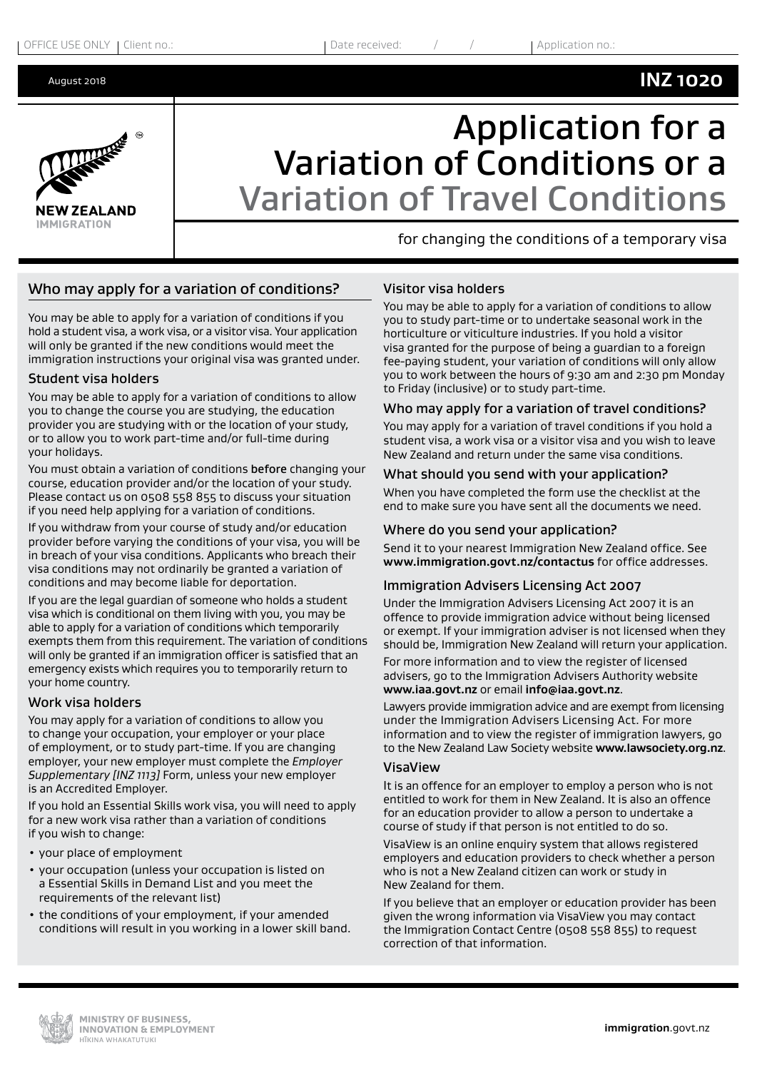OFFICE USE ONLY | Client no.: | Date received: / / | Application no.:

August 2018 **INZ 1020**

NEW ZEALAND IMMIGRATION

# Application for a Variation of Conditions or a Variation of Travel Conditions

for changing the conditions of a temporary visa

## Who may apply for a variation of conditions?

You may be able to apply for a variation of conditions if you hold a student visa, a work visa, or a visitor visa. Your application will only be granted if the new conditions would meet the immigration instructions your original visa was granted under.

### Student visa holders

You may be able to apply for a variation of conditions to allow you to change the course you are studying, the education provider you are studying with or the location of your study, or to allow you to work part-time and/or full-time during your holidays.

You must obtain a variation of conditions **before** changing your course, education provider and/or the location of your study. Please contact us on 0508 558 855 to discuss your situation if you need help applying for a variation of conditions.

If you withdraw from your course of study and/or education provider before varying the conditions of your visa, you will be in breach of your visa conditions. Applicants who breach their visa conditions may not ordinarily be granted a variation of conditions and may become liable for deportation.

If you are the legal guardian of someone who holds a student visa which is conditional on them living with you, you may be able to apply for a variation of conditions which temporarily exempts them from this requirement. The variation of conditions will only be granted if an immigration officer is satisfied that an emergency exists which requires you to temporarily return to your home country.

### Work visa holders

You may apply for a variation of conditions to allow you to change your occupation, your employer or your place of employment, or to study part-time. If you are changing employer, your new employer must complete the *Employer Supplementary [INZ 1113]* Form, unless your new employer is an Accredited Employer.

If you hold an Essential Skills work visa, you will need to apply for a new work visa rather than a variation of conditions if you wish to change:

- your place of employment
- your occupation (unless your occupation is listed on a Essential Skills in Demand List and you meet the requirements of the relevant list)
- the conditions of your employment, if your amended conditions will result in you working in a lower skill band.

### Visitor visa holders

You may be able to apply for a variation of conditions to allow you to study part-time or to undertake seasonal work in the horticulture or viticulture industries. If you hold a visitor visa granted for the purpose of being a guardian to a foreign fee-paying student, your variation of conditions will only allow you to work between the hours of 9:30 am and 2:30 pm Monday to Friday (inclusive) or to study part-time.

### Who may apply for a variation of travel conditions?

You may apply for a variation of travel conditions if you hold a student visa, a work visa or a visitor visa and you wish to leave New Zealand and return under the same visa conditions.

### What should you send with your application?

When you have completed the form use the checklist at the end to make sure you have sent all the documents we need.

### Where do you send your application?

Send it to your nearest Immigration New Zealand office. See **www.immigration.govt.nz/contactus** for office addresses.

### Immigration Advisers Licensing Act 2007

Under the Immigration Advisers Licensing Act 2007 it is an offence to provide immigration advice without being licensed or exempt. If your immigration adviser is not licensed when they should be, Immigration New Zealand will return your application.

For more information and to view the register of licensed advisers, go to the Immigration Advisers Authority website **www.iaa.govt.nz** or email **info@iaa.govt.nz**.

Lawyers provide immigration advice and are exempt from licensing under the Immigration Advisers Licensing Act. For more information and to view the register of immigration lawyers, go to the New Zealand Law Society website **www.lawsociety.org.nz**.

### VisaView

It is an offence for an employer to employ a person who is not entitled to work for them in New Zealand. It is also an offence for an education provider to allow a person to undertake a course of study if that person is not entitled to do so.

VisaView is an online enquiry system that allows registered employers and education providers to check whether a person who is not a New Zealand citizen can work or study in New Zealand for them.

If you believe that an employer or education provider has been given the wrong information via VisaView you may contact the Immigration Contact Centre (0508 558 855) to request correction of that information.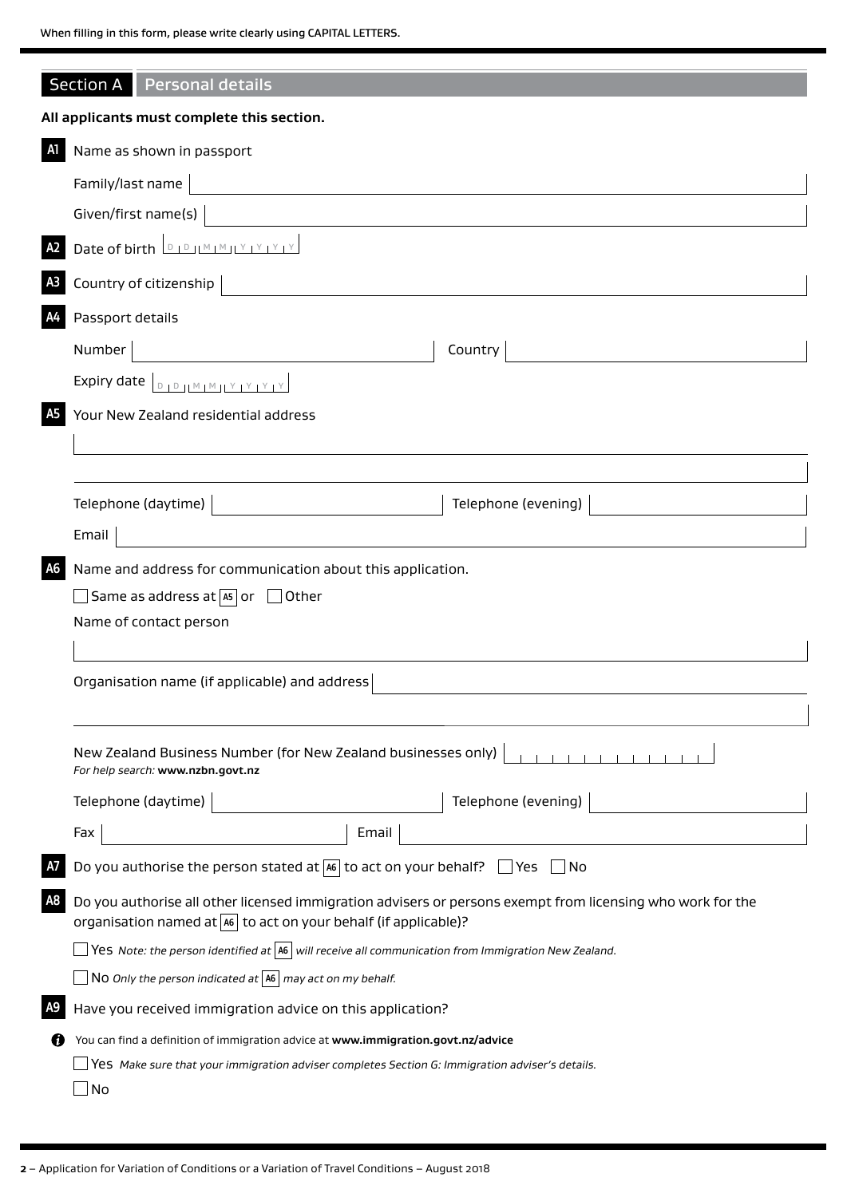When filling in this form, please write clearly using CAPITAL LETTERS.

## Section A Personal details

**All applicants must complete this section.**

**A1** Name as shown in passport

Family/last name

Given/first name(s)

**A2** Date of birth D D M M Y Y Y Y

**A3** Country of citizenship

**A4** Passport details

Number

Country

Expiry date D D M M Y Y Y Y

**A5** Your New Zealand residential address

Telephone (daytime)

Telephone (evening)

Email

**A6** Name and address for communication about this application.

☐ Same as address at A5 or ☐ Other

Name of contact person

Organisation name (if applicable) and address

New Zealand Business Number (for New Zealand businesses only)

*For help search:* **www.nzbn.govt.nz**

Telephone (daytime)

Telephone (evening)

Fax

Email

**A7** Do you authorise the person stated at A6 to act on your behalf? ☐ Yes ☐ No

**A8** Do you authorise all other licensed immigration advisers or persons exempt from licensing who work for the organisation named at A6 to act on your behalf (if applicable)?

☐ Yes *Note: the person identified at A6 will receive all communication from Immigration New Zealand.*

☐ No *Only the person indicated at A6 may act on my behalf.*

**A9** Have you received immigration advice on this application?

You can find a definition of immigration advice at **www.immigration.govt.nz/advice**

☐ Yes *Make sure that your immigration adviser completes Section G: Immigration adviser's details.*

☐ No

Application for Variation of Conditions or a Variation of Travel Conditions – August 2018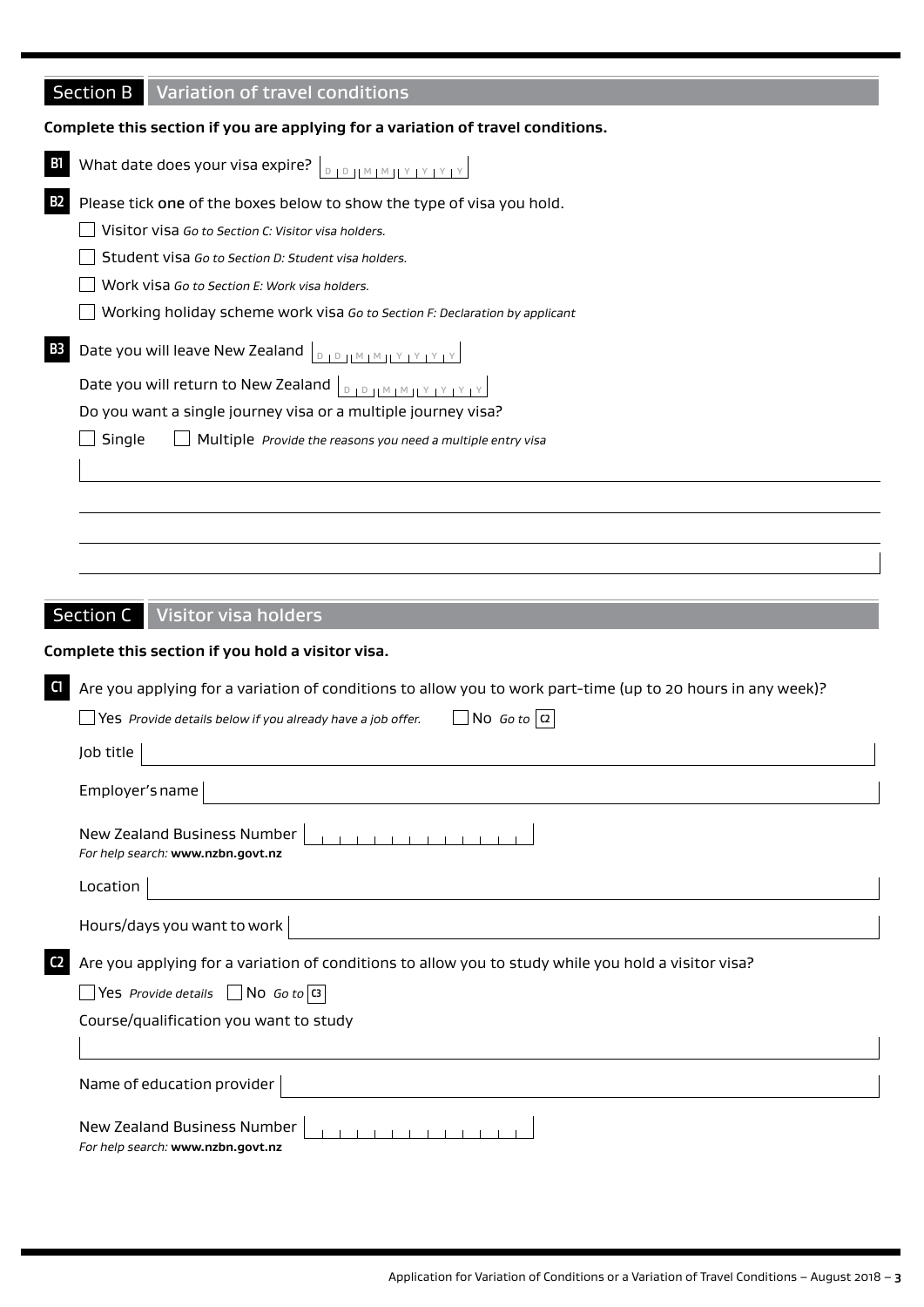## Section B Variation of travel conditions

**Complete this section if you are applying for a variation of travel conditions.**

**B1** What date does your visa expire? D D M M Y Y Y Y

**B2** Please tick **one** of the boxes below to show the type of visa you hold.

- ☐ Visitor visa *Go to Section C: Visitor visa holders.*
- ☐ Student visa *Go to Section D: Student visa holders.*
- ☐ Work visa *Go to Section E: Work visa holders.*
- ☐ Working holiday scheme work visa *Go to Section F: Declaration by applicant*

**B3** Date you will leave New Zealand D D M M Y Y Y Y

Date you will return to New Zealand D D M M Y Y Y Y

Do you want a single journey visa or a multiple journey visa?

☐ Single ☐ Multiple *Provide the reasons you need a multiple entry visa*

## Section C Visitor visa holders

**Complete this section if you hold a visitor visa.**

**C1** Are you applying for a variation of conditions to allow you to work part-time (up to 20 hours in any week)?

☐ Yes *Provide details below if you already have a job offer.* ☐ No *Go to* **C2**

Job title

Employer's name

New Zealand Business Number
*For help search:* **www.nzbn.govt.nz**

Location

Hours/days you want to work

**C2** Are you applying for a variation of conditions to allow you to study while you hold a visitor visa?

☐ Yes *Provide details* ☐ No *Go to* **C3**

Course/qualification you want to study

Name of education provider

New Zealand Business Number
*For help search:* **www.nzbn.govt.nz**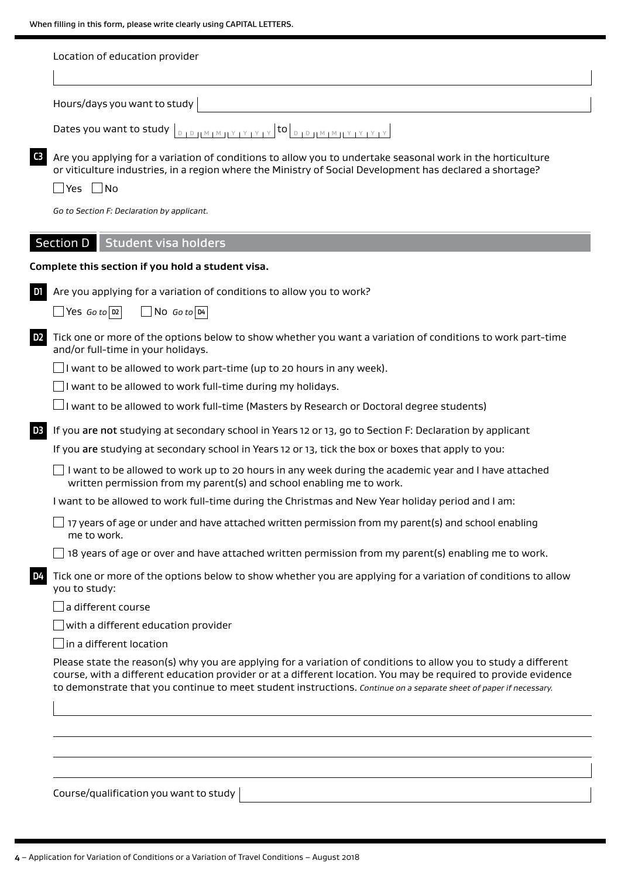Location of education provider

Hours/days you want to study

Dates you want to study DD MM YYYY to DD MM YYYY

**C3** Are you applying for a variation of conditions to allow you to undertake seasonal work in the horticulture or viticulture industries, in a region where the Ministry of Social Development has declared a shortage?

☐ Yes ☐ No

*Go to Section F: Declaration by applicant.*

## Section D Student visa holders

**Complete this section if you hold a student visa.**

**D1** Are you applying for a variation of conditions to allow you to work?

☐ Yes *Go to* D2 ☐ No *Go to* D4

**D2** Tick one or more of the options below to show whether you want a variation of conditions to work part-time and/or full-time in your holidays.

☐ I want to be allowed to work part-time (up to 20 hours in any week).

☐ I want to be allowed to work full-time during my holidays.

☐ I want to be allowed to work full-time (Masters by Research or Doctoral degree students)

**D3** If you **are not** studying at secondary school in Years 12 or 13, go to Section F: Declaration by applicant

If you **are** studying at secondary school in Years 12 or 13, tick the box or boxes that apply to you:

☐ I want to be allowed to work up to 20 hours in any week during the academic year and I have attached written permission from my parent(s) and school enabling me to work.

I want to be allowed to work full-time during the Christmas and New Year holiday period and I am:

☐ 17 years of age or under and have attached written permission from my parent(s) and school enabling me to work.

☐ 18 years of age or over and have attached written permission from my parent(s) enabling me to work.

**D4** Tick one or more of the options below to show whether you are applying for a variation of conditions to allow you to study:

☐ a different course

☐ with a different education provider

☐ in a different location

Please state the reason(s) why you are applying for a variation of conditions to allow you to study a different course, with a different education provider or at a different location. You may be required to provide evidence to demonstrate that you continue to meet student instructions. *Continue on a separate sheet of paper if necessary.*

Course/qualification you want to study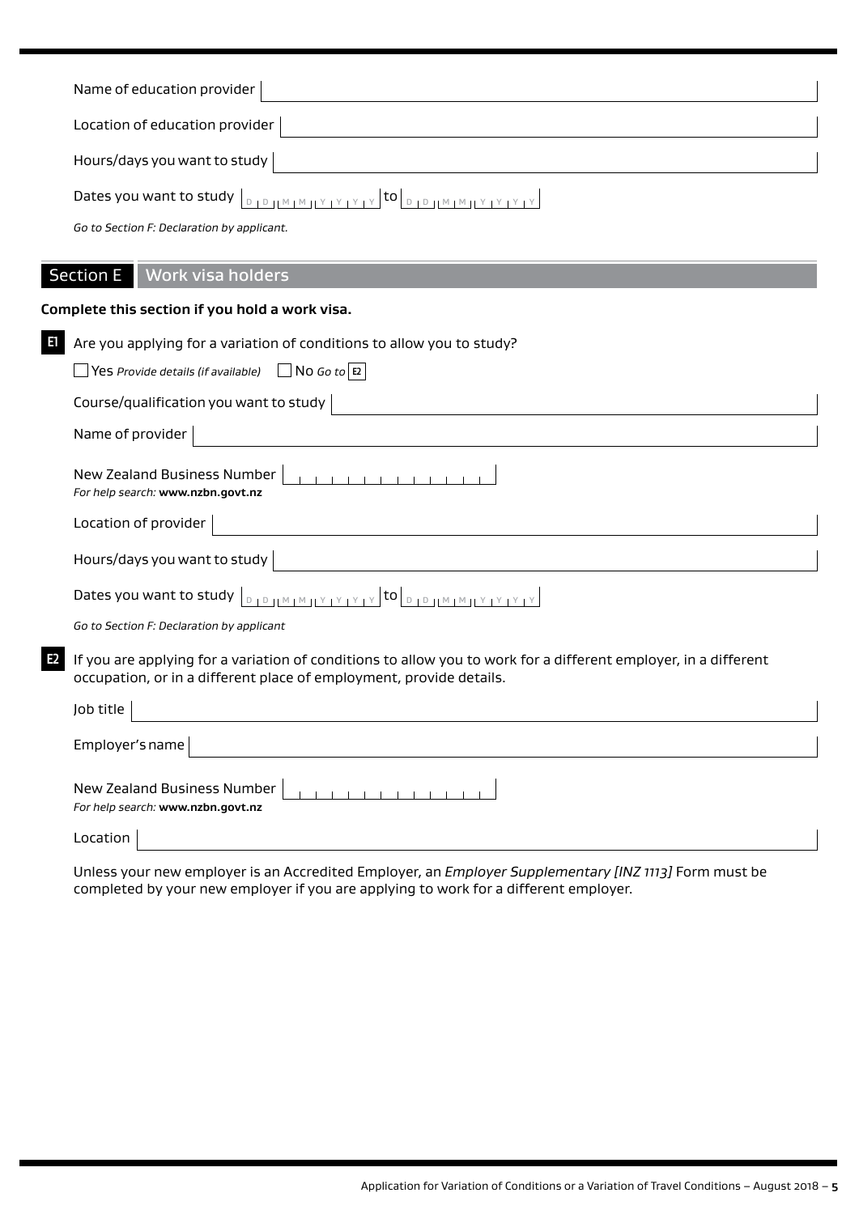Name of education provider

Location of education provider

Hours/days you want to study

Dates you want to study DD MM YYYY to DD MM YYYY

*Go to Section F: Declaration by applicant.*

## Section E Work visa holders

**Complete this section if you hold a work visa.**

**E1** Are you applying for a variation of conditions to allow you to study?

☐ Yes *Provide details (if available)* ☐ No *Go to* **E2**

Course/qualification you want to study

Name of provider

New Zealand Business Number
*For help search:* **www.nzbn.govt.nz**

Location of provider

Hours/days you want to study

Dates you want to study DD MM YYYY to DD MM YYYY

*Go to Section F: Declaration by applicant*

**E2** If you are applying for a variation of conditions to allow you to work for a different employer, in a different occupation, or in a different place of employment, provide details.

Job title

Employer's name

New Zealand Business Number
*For help search:* **www.nzbn.govt.nz**

Location

Unless your new employer is an Accredited Employer, an *Employer Supplementary [INZ 1113]* Form must be completed by your new employer if you are applying to work for a different employer.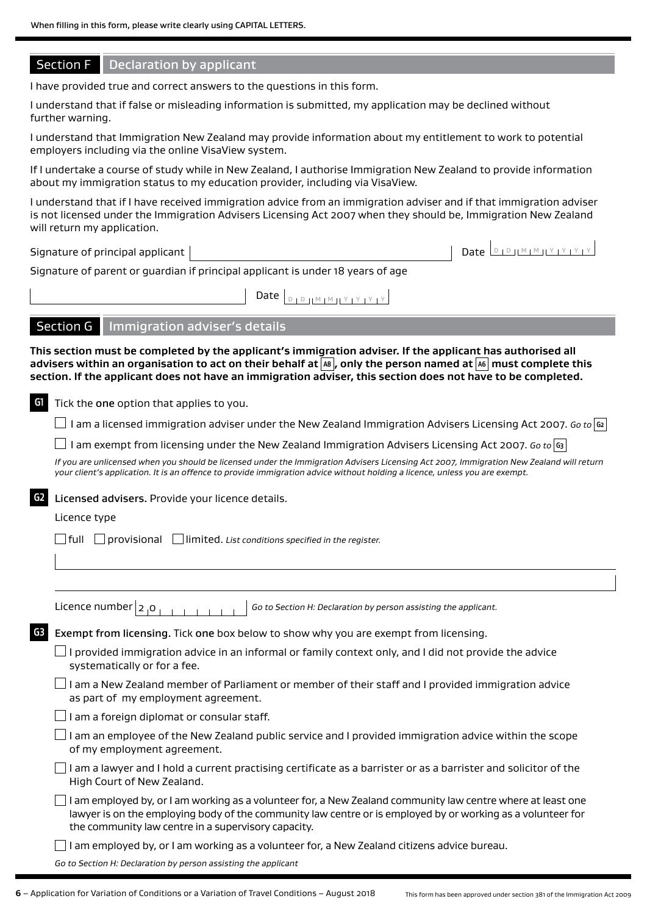When filling in this form, please write clearly using CAPITAL LETTERS.

## Section F Declaration by applicant

I have provided true and correct answers to the questions in this form.

I understand that if false or misleading information is submitted, my application may be declined without further warning.

I understand that Immigration New Zealand may provide information about my entitlement to work to potential employers including via the online VisaView system.

If I undertake a course of study while in New Zealand, I authorise Immigration New Zealand to provide information about my immigration status to my education provider, including via VisaView.

I understand that if I have received immigration advice from an immigration adviser and if that immigration adviser is not licensed under the Immigration Advisers Licensing Act 2007 when they should be, Immigration New Zealand will return my application.

Signature of principal applicant ______________________ Date D D M M Y Y Y Y

Signature of parent or guardian if principal applicant is under 18 years of age

______________________ Date D D M M Y Y Y Y

## Section G Immigration adviser's details

**This section must be completed by the applicant's immigration adviser. If the applicant has authorised all advisers within an organisation to act on their behalf at A8, only the person named at A6 must complete this section. If the applicant does not have an immigration adviser, this section does not have to be completed.**

**G1** Tick the one option that applies to you.

☐ I am a licensed immigration adviser under the New Zealand Immigration Advisers Licensing Act 2007. *Go to* G2

☐ I am exempt from licensing under the New Zealand Immigration Advisers Licensing Act 2007. *Go to* G3

*If you are unlicensed when you should be licensed under the Immigration Advisers Licensing Act 2007, Immigration New Zealand will return your client's application. It is an offence to provide immigration advice without holding a licence, unless you are exempt.*

**G2** Licensed advisers. Provide your licence details.

Licence type

☐ full ☐ provisional ☐ limited. *List conditions specified in the register.*

______________________

______________________

Licence number 2 0 _ _ _ _ _ _ _ *Go to Section H: Declaration by person assisting the applicant.*

**G3** Exempt from licensing. Tick one box below to show why you are exempt from licensing.

☐ I provided immigration advice in an informal or family context only, and I did not provide the advice systematically or for a fee.

☐ I am a New Zealand member of Parliament or member of their staff and I provided immigration advice as part of my employment agreement.

☐ I am a foreign diplomat or consular staff.

☐ I am an employee of the New Zealand public service and I provided immigration advice within the scope of my employment agreement.

☐ I am a lawyer and I hold a current practising certificate as a barrister or as a barrister and solicitor of the High Court of New Zealand.

☐ I am employed by, or I am working as a volunteer for, a New Zealand community law centre where at least one lawyer is on the employing body of the community law centre or is employed by or working as a volunteer for the community law centre in a supervisory capacity.

☐ I am employed by, or I am working as a volunteer for, a New Zealand citizens advice bureau.

*Go to Section H: Declaration by person assisting the applicant*

6 – Application for Variation of Conditions or a Variation of Travel Conditions – August 2018 This form has been approved under section 381 of the Immigration Act 2009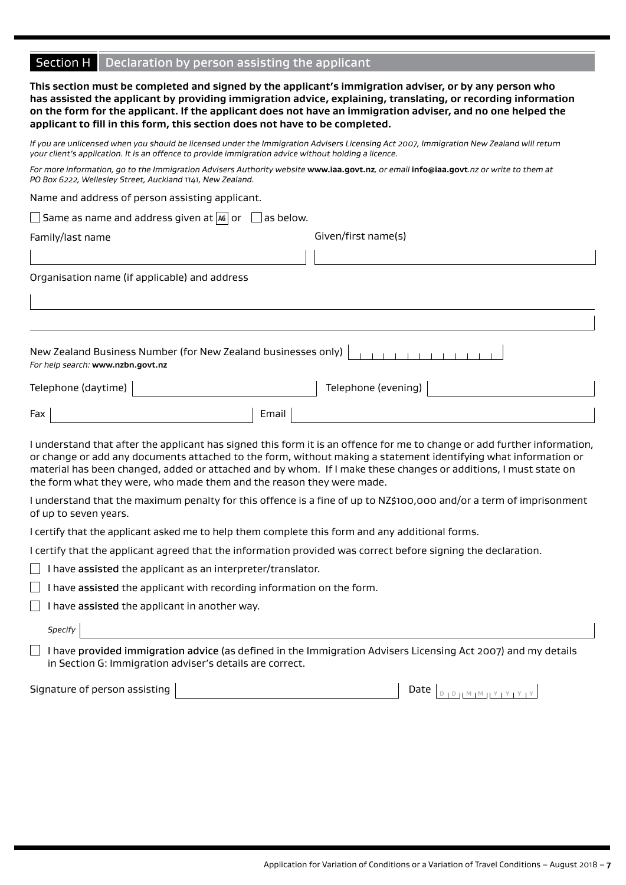## Section H Declaration by person assisting the applicant

**This section must be completed and signed by the applicant's immigration adviser, or by any person who has assisted the applicant by providing immigration advice, explaining, translating, or recording information on the form for the applicant. If the applicant does not have an immigration adviser, and no one helped the applicant to fill in this form, this section does not have to be completed.**

*If you are unlicensed when you should be licensed under the Immigration Advisers Licensing Act 2007, Immigration New Zealand will return your client's application. It is an offence to provide immigration advice without holding a licence.*

*For more information, go to the Immigration Advisers Authority website* **www.iaa.govt.nz***, or email* **info@iaa.govt***.nz or write to them at PO Box 6222, Wellesley Street, Auckland 1141, New Zealand.*

Name and address of person assisting applicant.

☐ Same as name and address given at A6 or ☐ as below.

Family/last name

Given/first name(s)

Organisation name (if applicable) and address

New Zealand Business Number (for New Zealand businesses only)
*For help search:* **www.nzbn.govt.nz**

Telephone (daytime)

Telephone (evening)

Fax

Email

I understand that after the applicant has signed this form it is an offence for me to change or add further information, or change or add any documents attached to the form, without making a statement identifying what information or material has been changed, added or attached and by whom. If I make these changes or additions, I must state on the form what they were, who made them and the reason they were made.

I understand that the maximum penalty for this offence is a fine of up to NZ$100,000 and/or a term of imprisonment of up to seven years.

I certify that the applicant asked me to help them complete this form and any additional forms.

I certify that the applicant agreed that the information provided was correct before signing the declaration.

☐ I have **assisted** the applicant as an interpreter/translator.

☐ I have **assisted** the applicant with recording information on the form.

☐ I have **assisted** the applicant in another way.

*Specify*

☐ I have **provided immigration advice** (as defined in the Immigration Advisers Licensing Act 2007) and my details in Section G: Immigration adviser's details are correct.

Signature of person assisting

Date D D M M Y Y Y Y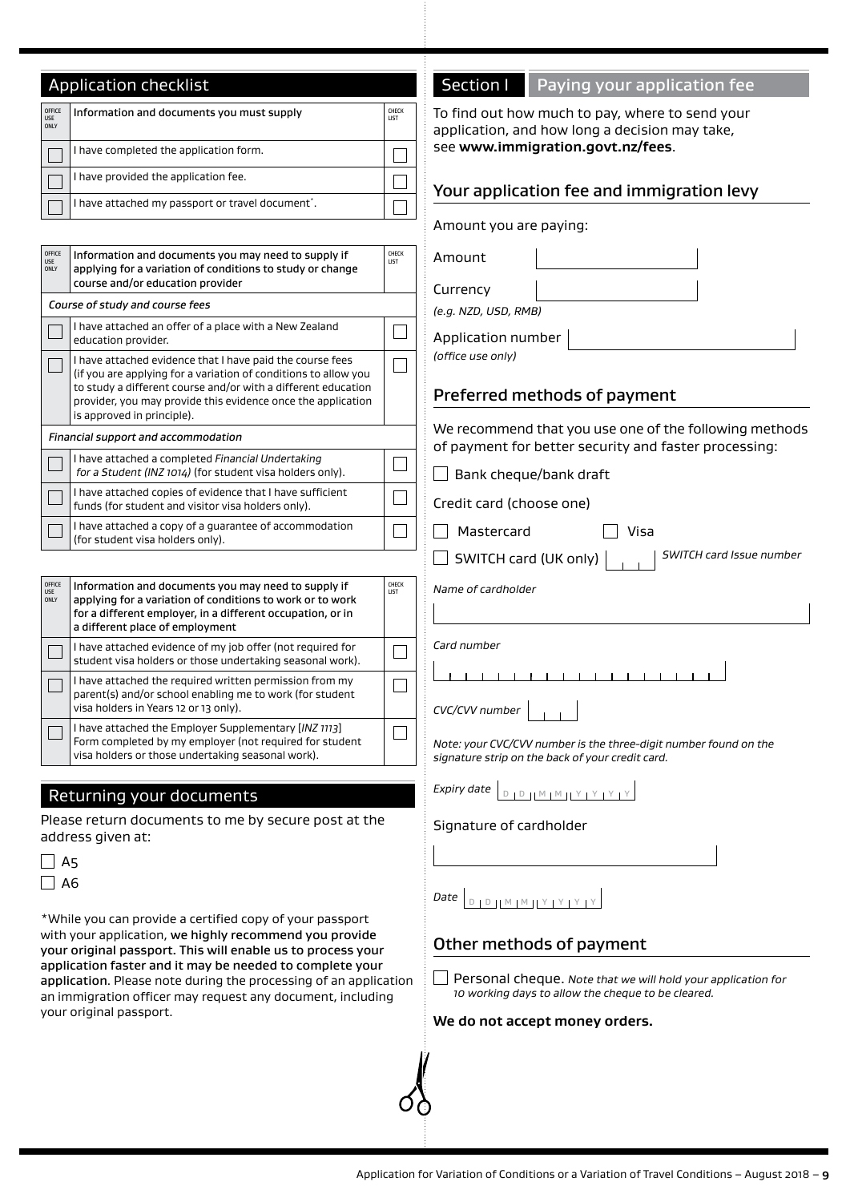## Application checklist

| OFFICE USE ONLY | Information and documents you must supply | CHECK LIST |
|---|---|---|
| ☐ | I have completed the application form. | ☐ |
| ☐ | I have provided the application fee. | ☐ |
| ☐ | I have attached my passport or travel document*. | ☐ |

| OFFICE USE ONLY | Information and documents you may need to supply if applying for a variation of conditions to study or change course and/or education provider | CHECK LIST |
|---|---|---|
| | *Course of study and course fees* | |
| ☐ | I have attached an offer of a place with a New Zealand education provider. | ☐ |
| ☐ | I have attached evidence that I have paid the course fees (if you are applying for a variation of conditions to allow you to study a different course and/or with a different education provider, you may provide this evidence once the application is approved in principle). | ☐ |
| | *Financial support and accommodation* | |
| ☐ | I have attached a completed *Financial Undertaking for a Student (INZ 1014)* (for student visa holders only). | ☐ |
| ☐ | I have attached copies of evidence that I have sufficient funds (for student and visitor visa holders only). | ☐ |
| ☐ | I have attached a copy of a guarantee of accommodation (for student visa holders only). | ☐ |

| OFFICE USE ONLY | Information and documents you may need to supply if applying for a variation of conditions to work or to work for a different employer, in a different occupation, or in a different place of employment | CHECK LIST |
|---|---|---|
| ☐ | I have attached evidence of my job offer (not required for student visa holders or those undertaking seasonal work). | ☐ |
| ☐ | I have attached the required written permission from my parent(s) and/or school enabling me to work (for student visa holders in Years 12 or 13 only). | ☐ |
| ☐ | I have attached the Employer Supplementary [*INZ 1113*] Form completed by my employer (not required for student visa holders or those undertaking seasonal work). | ☐ |

## Returning your documents

Please return documents to me by secure post at the address given at:

☐ A5

☐ A6

*While you can provide a certified copy of your passport with your application, **we highly recommend you provide your original passport. This will enable us to process your application faster and it may be needed to complete your application**. Please note during the processing of an application an immigration officer may request any document, including your original passport.

## Section I Paying your application fee

To find out how much to pay, where to send your application, and how long a decision may take, see **www.immigration.govt.nz/fees**.

### Your application fee and immigration levy

Amount you are paying:

Amount

Currency
*(e.g. NZD, USD, RMB)*

Application number
*(office use only)*

### Preferred methods of payment

We recommend that you use one of the following methods of payment for better security and faster processing:

☐ Bank cheque/bank draft

Credit card (choose one)

☐ Mastercard ☐ Visa

☐ SWITCH card (UK only) *SWITCH card Issue number*

*Name of cardholder*

*Card number*

*CVC/CVV number*

*Note: your CVC/CVV number is the three-digit number found on the signature strip on the back of your credit card.*

*Expiry date* D D M M Y Y Y Y

Signature of cardholder

*Date* D D M M Y Y Y Y

### Other methods of payment

☐ Personal cheque. *Note that we will hold your application for 10 working days to allow the cheque to be cleared.*

**We do not accept money orders.**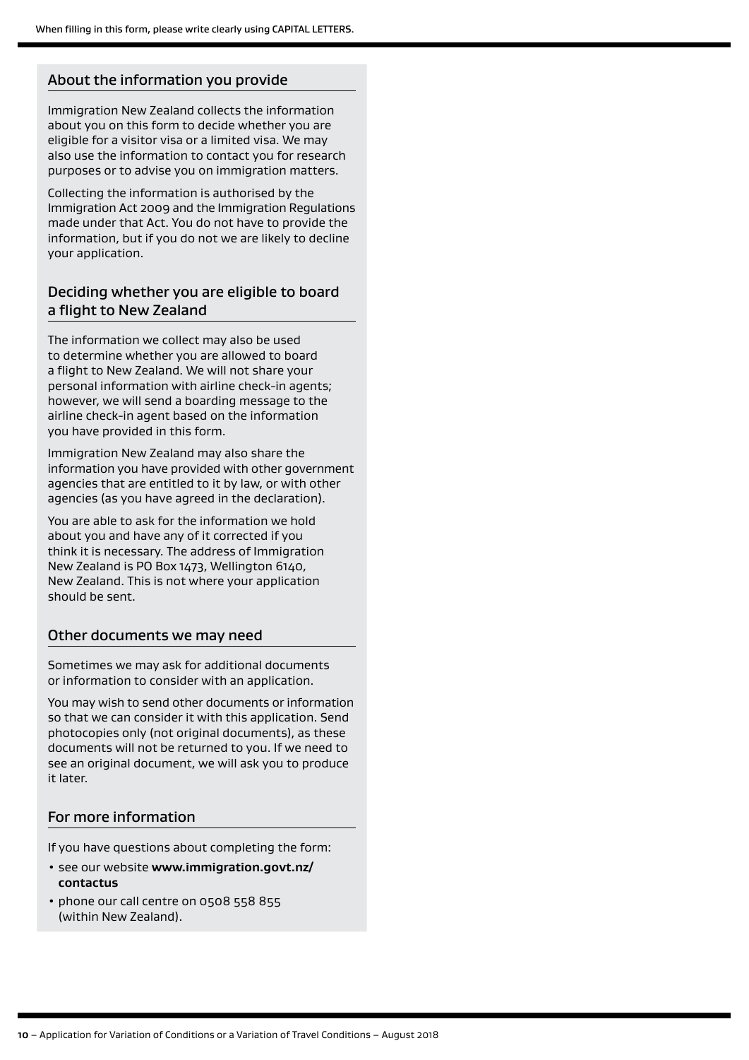## About the information you provide

Immigration New Zealand collects the information about you on this form to decide whether you are eligible for a visitor visa or a limited visa. We may also use the information to contact you for research purposes or to advise you on immigration matters.

Collecting the information is authorised by the Immigration Act 2009 and the Immigration Regulations made under that Act. You do not have to provide the information, but if you do not we are likely to decline your application.

## Deciding whether you are eligible to board a flight to New Zealand

The information we collect may also be used to determine whether you are allowed to board a flight to New Zealand. We will not share your personal information with airline check-in agents; however, we will send a boarding message to the airline check-in agent based on the information you have provided in this form.

Immigration New Zealand may also share the information you have provided with other government agencies that are entitled to it by law, or with other agencies (as you have agreed in the declaration).

You are able to ask for the information we hold about you and have any of it corrected if you think it is necessary. The address of Immigration New Zealand is PO Box 1473, Wellington 6140, New Zealand. This is not where your application should be sent.

## Other documents we may need

Sometimes we may ask for additional documents or information to consider with an application.

You may wish to send other documents or information so that we can consider it with this application. Send photocopies only (not original documents), as these documents will not be returned to you. If we need to see an original document, we will ask you to produce it later.

## For more information

If you have questions about completing the form:

- see our website **www.immigration.govt.nz/contactus**
- phone our call centre on 0508 558 855 (within New Zealand).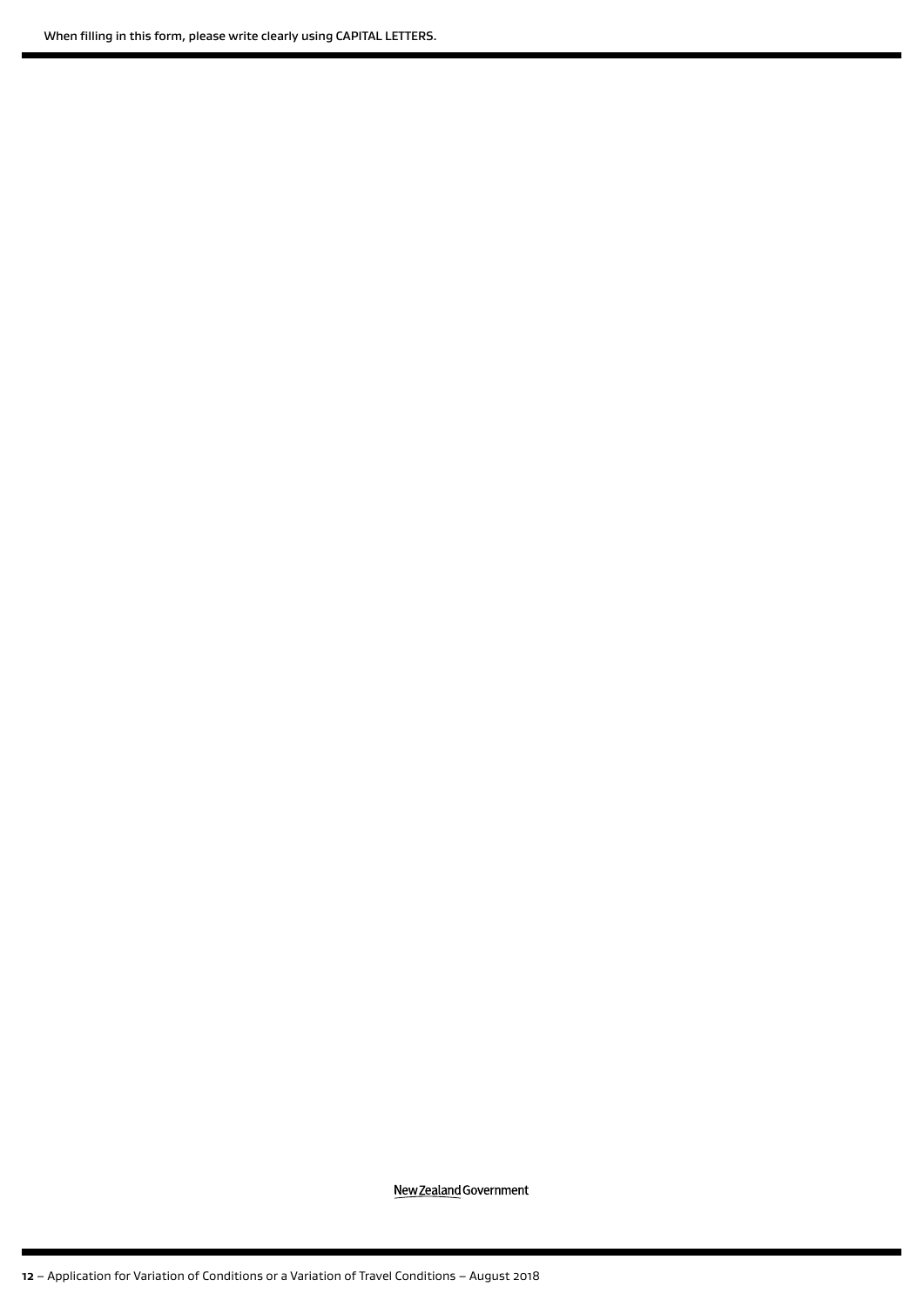New Zealand Government